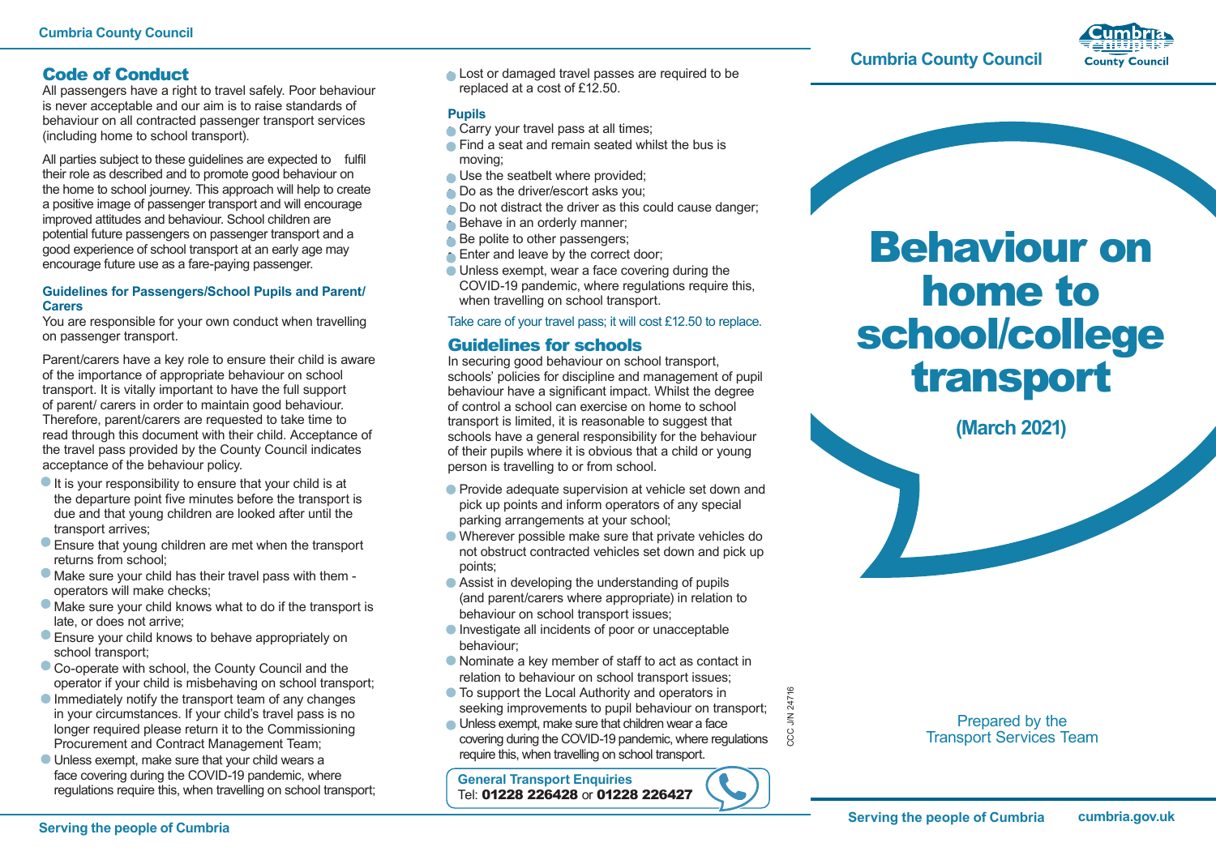## Code of Conduct

All passengers have a right to travel safely. Poor behaviour is never acceptable and our aim is to raise standards of behaviour on all contracted passenger transport services (including home to school transport).

All parties subject to these guidelines are expected to fulfil their role as described and to promote good behaviour on the home to school journey. This approach will help to create a positive image of passenger transport and will encourage improved attitudes and behaviour. School children are potential future passengers on passenger transport and a good experience of school transport at an early age may encourage future use as a fare-paying passenger.

#### Guidelines for Passengers/School Pupils and Parent/Carers

You are responsible for your own conduct when travelling on passenger transport.

Parent/carers have a key role to ensure their child is aware of the importance of appropriate behaviour on school transport. It is vitally important to have the full support of parent/ carers in order to maintain good behaviour. Therefore, parent/carers are requested to take time to read through this document with their child. Acceptance of the travel pass provided by the County Council indicates acceptance of the behaviour policy.

- It is your responsibility to ensure that your child is at the departure point five minutes before the transport is due and that young children are looked after until the transport arrives;
- Ensure that young children are met when the transport returns from school;
- Make sure your child has their travel pass with them - operators will make checks;
- Make sure your child knows what to do if the transport is late, or does not arrive;
- Ensure your child knows to behave appropriately on school transport;
- Co-operate with school, the County Council and the operator if your child is misbehaving on school transport;
- Immediately notify the transport team of any changes in your circumstances. If your child's travel pass is no longer required please return it to the Commissioning Procurement and Contract Management Team;
- Unless exempt, make sure that your child wears a face covering during the COVID-19 pandemic, where regulations require this, when travelling on school transport;
- Lost or damaged travel passes are required to be replaced at a cost of £12.50.

#### Pupils

- Carry your travel pass at all times;
- Find a seat and remain seated whilst the bus is moving;
- Use the seatbelt where provided;
- Do as the driver/escort asks you;
- Do not distract the driver as this could cause danger;
- Behave in an orderly manner;
- Be polite to other passengers;
- Enter and leave by the correct door;
- Unless exempt, wear a face covering during the COVID-19 pandemic, where regulations require this, when travelling on school transport.

Take care of your travel pass; it will cost £12.50 to replace.

## Guidelines for schools

In securing good behaviour on school transport, schools' policies for discipline and management of pupil behaviour have a significant impact. Whilst the degree of control a school can exercise on home to school transport is limited, it is reasonable to suggest that schools have a general responsibility for the behaviour of their pupils where it is obvious that a child or young person is travelling to or from school.

- Provide adequate supervision at vehicle set down and pick up points and inform operators of any special parking arrangements at your school;
- Wherever possible make sure that private vehicles do not obstruct contracted vehicles set down and pick up points;
- Assist in developing the understanding of pupils (and parent/carers where appropriate) in relation to behaviour on school transport issues;
- Investigate all incidents of poor or unacceptable behaviour;
- Nominate a key member of staff to act as contact in relation to behaviour on school transport issues;
- To support the Local Authority and operators in seeking improvements to pupil behaviour on transport;
- Unless exempt, make sure that children wear a face covering during the COVID-19 pandemic, where regulations require this, when travelling on school transport.

**General Transport Enquiries**
Tel: **01228 226428** or **01228 226427**

CCC J/N 24716

Cumbria County Council

# Behaviour on home to school/college transport

**(March 2021)**

Prepared by the Transport Services Team

Serving the people of Cumbria

cumbria.gov.uk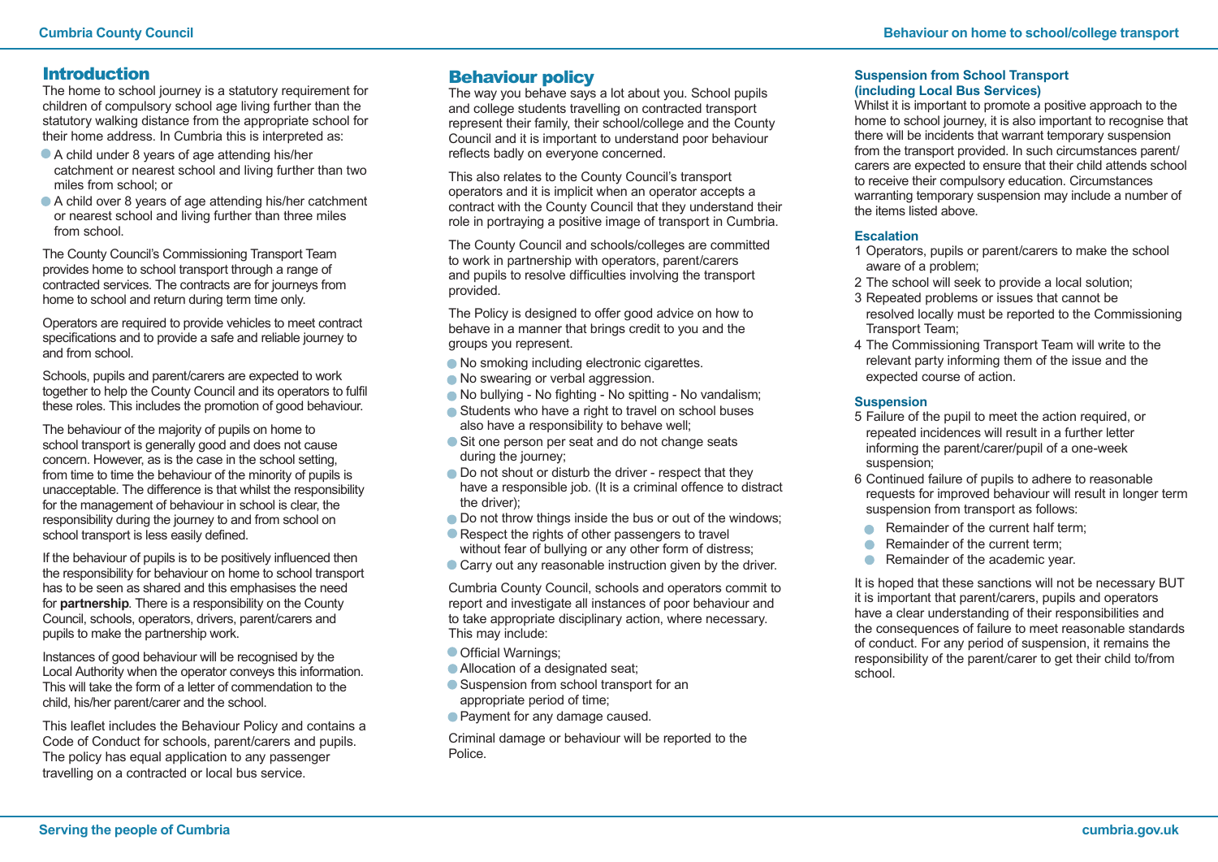## Introduction

The home to school journey is a statutory requirement for children of compulsory school age living further than the statutory walking distance from the appropriate school for their home address. In Cumbria this is interpreted as:

- A child under 8 years of age attending his/her catchment or nearest school and living further than two miles from school; or
- A child over 8 years of age attending his/her catchment or nearest school and living further than three miles from school.

The County Council's Commissioning Transport Team provides home to school transport through a range of contracted services. The contracts are for journeys from home to school and return during term time only.

Operators are required to provide vehicles to meet contract specifications and to provide a safe and reliable journey to and from school.

Schools, pupils and parent/carers are expected to work together to help the County Council and its operators to fulfil these roles. This includes the promotion of good behaviour.

The behaviour of the majority of pupils on home to school transport is generally good and does not cause concern. However, as is the case in the school setting, from time to time the behaviour of the minority of pupils is unacceptable. The difference is that whilst the responsibility for the management of behaviour in school is clear, the responsibility during the journey to and from school on school transport is less easily defined.

If the behaviour of pupils is to be positively influenced then the responsibility for behaviour on home to school transport has to be seen as shared and this emphasises the need for **partnership**. There is a responsibility on the County Council, schools, operators, drivers, parent/carers and pupils to make the partnership work.

Instances of good behaviour will be recognised by the Local Authority when the operator conveys this information. This will take the form of a letter of commendation to the child, his/her parent/carer and the school.

This leaflet includes the Behaviour Policy and contains a Code of Conduct for schools, parent/carers and pupils. The policy has equal application to any passenger travelling on a contracted or local bus service.

## Behaviour policy

The way you behave says a lot about you. School pupils and college students travelling on contracted transport represent their family, their school/college and the County Council and it is important to understand poor behaviour reflects badly on everyone concerned.

This also relates to the County Council's transport operators and it is implicit when an operator accepts a contract with the County Council that they understand their role in portraying a positive image of transport in Cumbria.

The County Council and schools/colleges are committed to work in partnership with operators, parent/carers and pupils to resolve difficulties involving the transport provided.

The Policy is designed to offer good advice on how to behave in a manner that brings credit to you and the groups you represent.

- No smoking including electronic cigarettes.
- No swearing or verbal aggression.
- No bullying - No fighting - No spitting - No vandalism;
- Students who have a right to travel on school buses also have a responsibility to behave well;
- Sit one person per seat and do not change seats during the journey;
- Do not shout or disturb the driver - respect that they have a responsible job. (It is a criminal offence to distract the driver);
- Do not throw things inside the bus or out of the windows;
- Respect the rights of other passengers to travel without fear of bullying or any other form of distress;
- Carry out any reasonable instruction given by the driver.

Cumbria County Council, schools and operators commit to report and investigate all instances of poor behaviour and to take appropriate disciplinary action, where necessary. This may include:

- Official Warnings;
- Allocation of a designated seat;
- Suspension from school transport for an appropriate period of time;
- Payment for any damage caused.

Criminal damage or behaviour will be reported to the Police.

### Suspension from School Transport (including Local Bus Services)

Whilst it is important to promote a positive approach to the home to school journey, it is also important to recognise that there will be incidents that warrant temporary suspension from the transport provided. In such circumstances parent/carers are expected to ensure that their child attends school to receive their compulsory education. Circumstances warranting temporary suspension may include a number of the items listed above.

### Escalation

1. Operators, pupils or parent/carers to make the school aware of a problem;
2. The school will seek to provide a local solution;
3. Repeated problems or issues that cannot be resolved locally must be reported to the Commissioning Transport Team;
4. The Commissioning Transport Team will write to the relevant party informing them of the issue and the expected course of action.

### Suspension

5. Failure of the pupil to meet the action required, or repeated incidences will result in a further letter informing the parent/carer/pupil of a one-week suspension;
6. Continued failure of pupils to adhere to reasonable requests for improved behaviour will result in longer term suspension from transport as follows:
   - Remainder of the current half term;
   - Remainder of the current term;
   - Remainder of the academic year.

It is hoped that these sanctions will not be necessary BUT it is important that parent/carers, pupils and operators have a clear understanding of their responsibilities and the consequences of failure to meet reasonable standards of conduct. For any period of suspension, it remains the responsibility of the parent/carer to get their child to/from school.